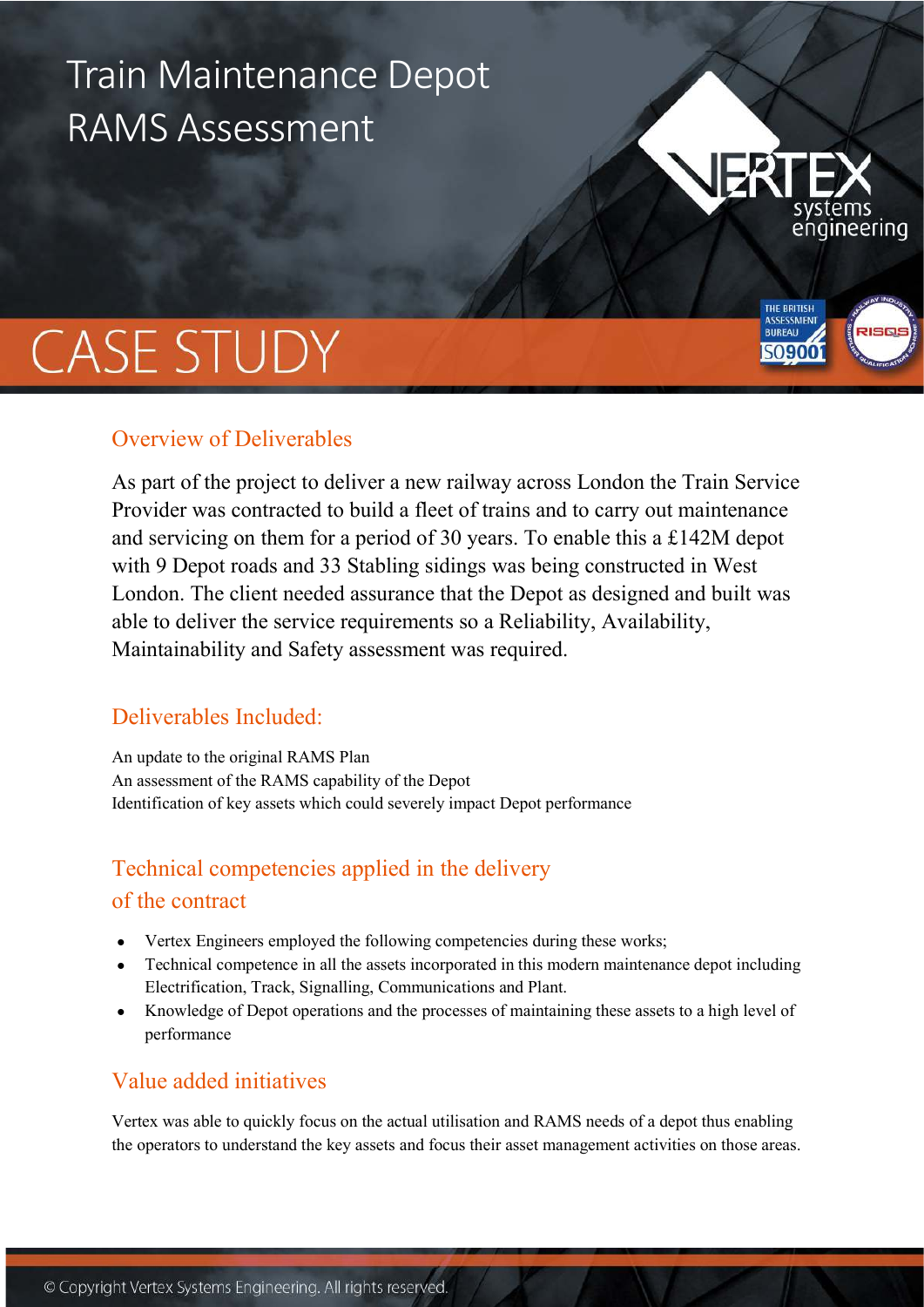# Train Maintenance Depot RAMS Assessment

# CASE STUDY

## Overview of Deliverables

As part of the project to deliver a new railway across London the Train Service Provider was contracted to build a fleet of trains and to carry out maintenance and servicing on them for a period of 30 years. To enable this a £142M depot with 9 Depot roads and 33 Stabling sidings was being constructed in West London. The client needed assurance that the Depot as designed and built was able to deliver the service requirements so a Reliability, Availability, Maintainability and Safety assessment was required.

## Deliverables Included:

An update to the original RAMS Plan
An assessment of the RAMS capability of the Depot
Identification of key assets which could severely impact Depot performance

## Technical competencies applied in the delivery of the contract

- Vertex Engineers employed the following competencies during these works;
- Technical competence in all the assets incorporated in this modern maintenance depot including Electrification, Track, Signalling, Communications and Plant.
- Knowledge of Depot operations and the processes of maintaining these assets to a high level of performance

## Value added initiatives

Vertex was able to quickly focus on the actual utilisation and RAMS needs of a depot thus enabling the operators to understand the key assets and focus their asset management activities on those areas.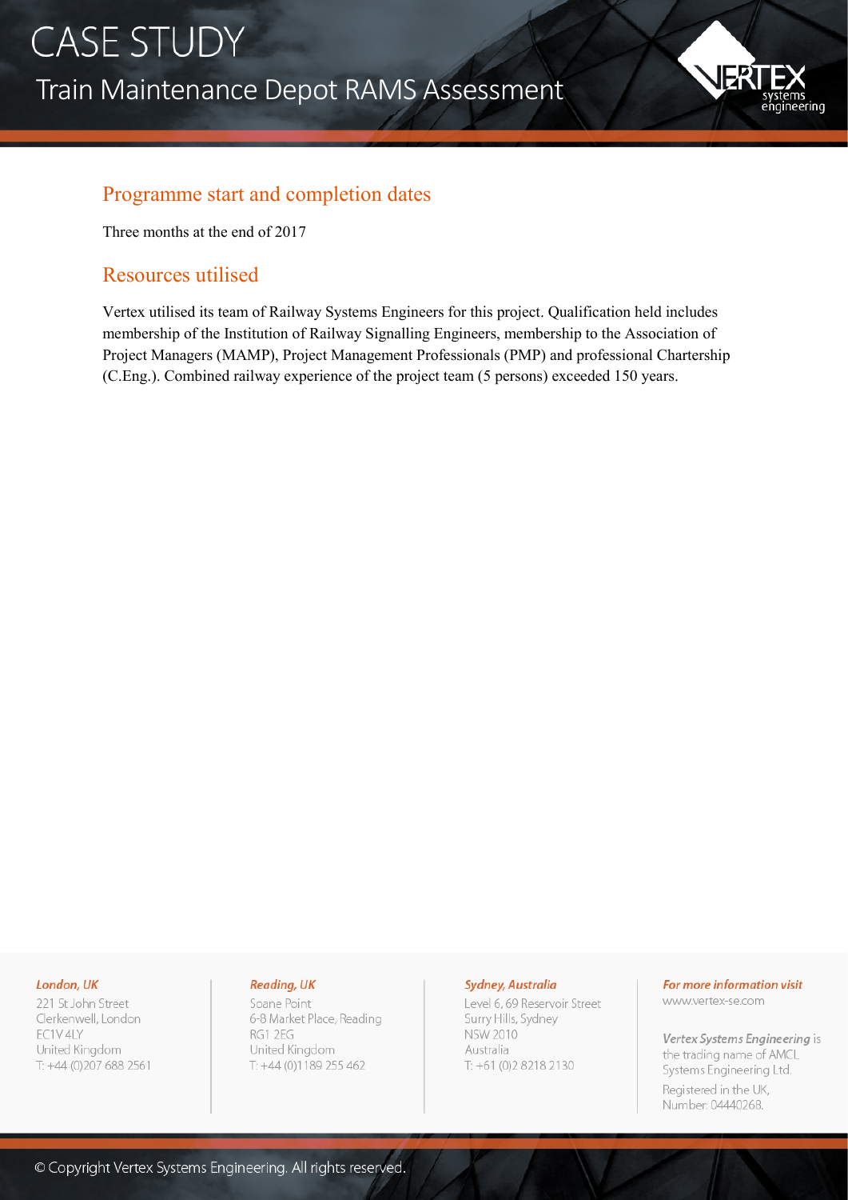## Programme start and completion dates

Three months at the end of 2017

## Resources utilised

Vertex utilised its team of Railway Systems Engineers for this project. Qualification held includes membership of the Institution of Railway Signalling Engineers, membership to the Association of Project Managers (MAMP), Project Management Professionals (PMP) and professional Chartership (C.Eng.). Combined railway experience of the project team (5 persons) exceeded 150 years.

***London, UK***
221 St John Street
Clerkenwell, London
EC1V 4LY
United Kingdom
T: +44 (0)207 688 2561

***Reading, UK***
Soane Point
6-8 Market Place, Reading
RG1 2EG
United Kingdom
T: +44 (0)1189 255 462

***Sydney, Australia***
Level 6, 69 Reservoir Street
Surry Hills, Sydney
NSW 2010
Australia
T: +61 (0)2 8218 2130

***For more information visit***
www.vertex-se.com

***Vertex Systems Engineering*** is the trading name of AMCL Systems Engineering Ltd.

Registered in the UK, Number: 04440268.